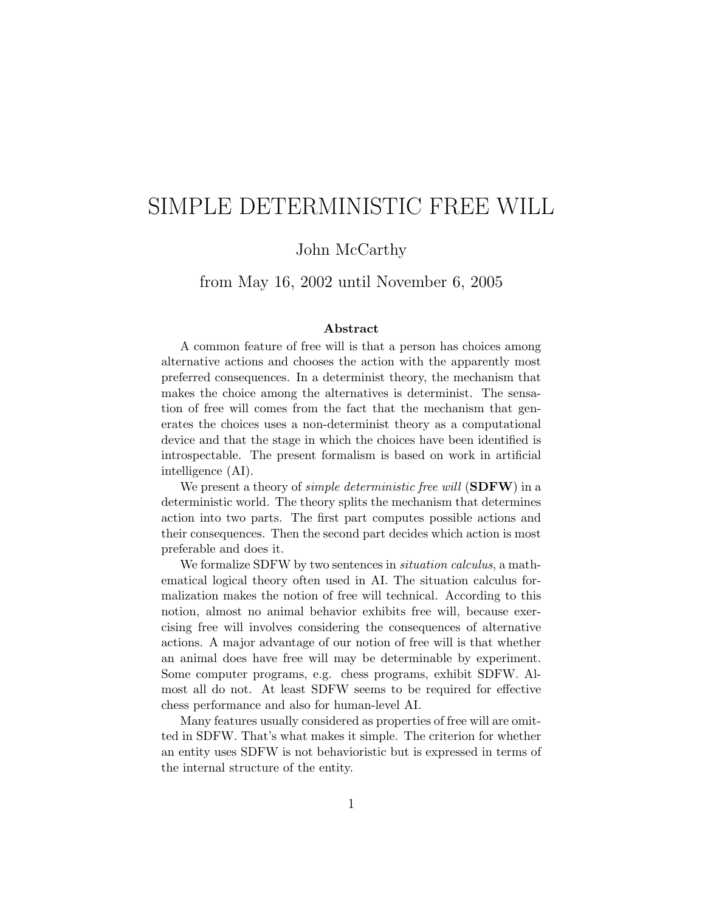# SIMPLE DETERMINISTIC FREE WILL

John McCarthy

from May 16, 2002 until November 6, 2005

### Abstract

A common feature of free will is that a person has choices among alternative actions and chooses the action with the apparently most preferred consequences. In a determinist theory, the mechanism that makes the choice among the alternatives is determinist. The sensation of free will comes from the fact that the mechanism that generates the choices uses a non-determinist theory as a computational device and that the stage in which the choices have been identified is introspectable. The present formalism is based on work in artificial intelligence (AI).

We present a theory of *simple deterministic free will* (**SDFW**) in a deterministic world. The theory splits the mechanism that determines action into two parts. The first part computes possible actions and their consequences. Then the second part decides which action is most preferable and does it.

We formalize SDFW by two sentences in *situation calculus*, a mathematical logical theory often used in AI. The situation calculus formalization makes the notion of free will technical. According to this notion, almost no animal behavior exhibits free will, because exercising free will involves considering the consequences of alternative actions. A major advantage of our notion of free will is that whether an animal does have free will may be determinable by experiment. Some computer programs, e.g. chess programs, exhibit SDFW. Almost all do not. At least SDFW seems to be required for effective chess performance and also for human-level AI.

Many features usually considered as properties of free will are omitted in SDFW. That's what makes it simple. The criterion for whether an entity uses SDFW is not behavioristic but is expressed in terms of the internal structure of the entity.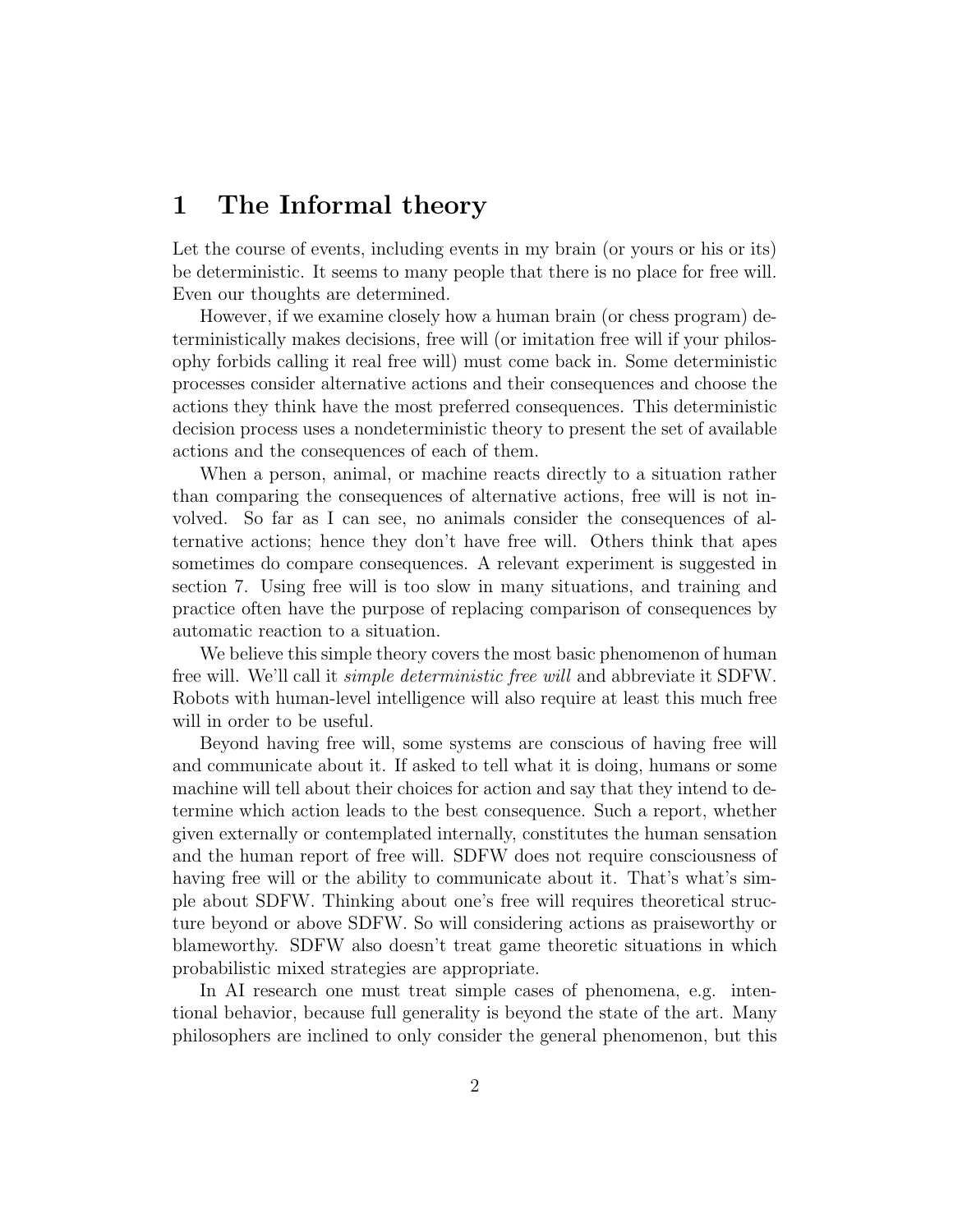# 1 The Informal theory

Let the course of events, including events in my brain (or yours or his or its) be deterministic. It seems to many people that there is no place for free will. Even our thoughts are determined.

However, if we examine closely how a human brain (or chess program) deterministically makes decisions, free will (or imitation free will if your philosophy forbids calling it real free will) must come back in. Some deterministic processes consider alternative actions and their consequences and choose the actions they think have the most preferred consequences. This deterministic decision process uses a nondeterministic theory to present the set of available actions and the consequences of each of them.

When a person, animal, or machine reacts directly to a situation rather than comparing the consequences of alternative actions, free will is not involved. So far as I can see, no animals consider the consequences of alternative actions; hence they don't have free will. Others think that apes sometimes do compare consequences. A relevant experiment is suggested in section 7. Using free will is too slow in many situations, and training and practice often have the purpose of replacing comparison of consequences by automatic reaction to a situation.

We believe this simple theory covers the most basic phenomenon of human free will. We'll call it *simple deterministic free will* and abbreviate it SDFW. Robots with human-level intelligence will also require at least this much free will in order to be useful.

Beyond having free will, some systems are conscious of having free will and communicate about it. If asked to tell what it is doing, humans or some machine will tell about their choices for action and say that they intend to determine which action leads to the best consequence. Such a report, whether given externally or contemplated internally, constitutes the human sensation and the human report of free will. SDFW does not require consciousness of having free will or the ability to communicate about it. That's what's simple about SDFW. Thinking about one's free will requires theoretical structure beyond or above SDFW. So will considering actions as praiseworthy or blameworthy. SDFW also doesn't treat game theoretic situations in which probabilistic mixed strategies are appropriate.

In AI research one must treat simple cases of phenomena, e.g. intentional behavior, because full generality is beyond the state of the art. Many philosophers are inclined to only consider the general phenomenon, but this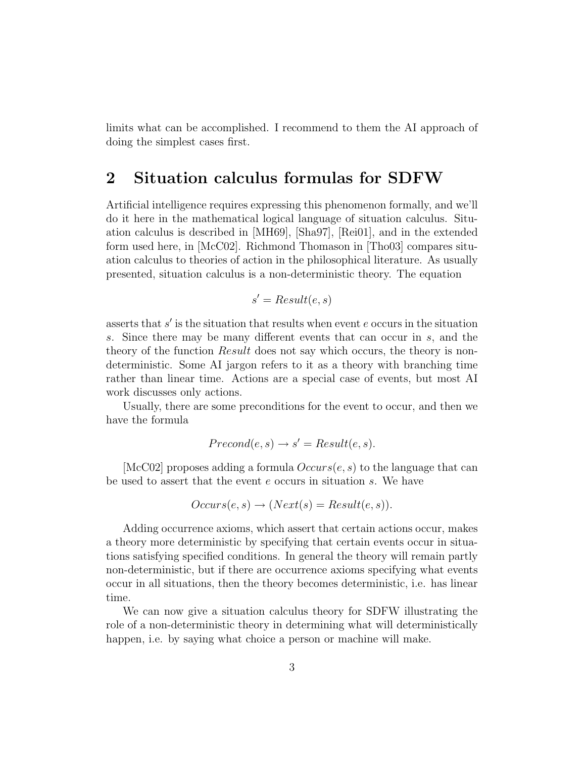limits what can be accomplished. I recommend to them the AI approach of doing the simplest cases first.

## 2 Situation calculus formulas for SDFW

Artificial intelligence requires expressing this phenomenon formally, and we'll do it here in the mathematical logical language of situation calculus. Situation calculus is described in [MH69], [Sha97], [Rei01], and in the extended form used here, in [McC02]. Richmond Thomason in [Tho03] compares situation calculus to theories of action in the philosophical literature. As usually presented, situation calculus is a non-deterministic theory. The equation

$$s' = Result(e, s)$$

asserts that $s'$ is the situation that results when event $e$ occurs in the situation $s$. Since there may be many different events that can occur in $s$, and the theory of the function *Result* does not say which occurs, the theory is non-deterministic. Some AI jargon refers to it as a theory with branching time rather than linear time. Actions are a special case of events, but most AI work discusses only actions.

Usually, there are some preconditions for the event to occur, and then we have the formula

$$Precond(e, s) \rightarrow s' = Result(e, s).$$

[McC02] proposes adding a formula $Occurs(e, s)$ to the language that can be used to assert that the event $e$ occurs in situation $s$. We have

$$Occurs(e, s) \rightarrow (Next(s) = Result(e, s)).$$

Adding occurrence axioms, which assert that certain actions occur, makes a theory more deterministic by specifying that certain events occur in situations satisfying specified conditions. In general the theory will remain partly non-deterministic, but if there are occurrence axioms specifying what events occur in all situations, then the theory becomes deterministic, i.e. has linear time.

We can now give a situation calculus theory for SDFW illustrating the role of a non-deterministic theory in determining what will deterministically happen, i.e. by saying what choice a person or machine will make.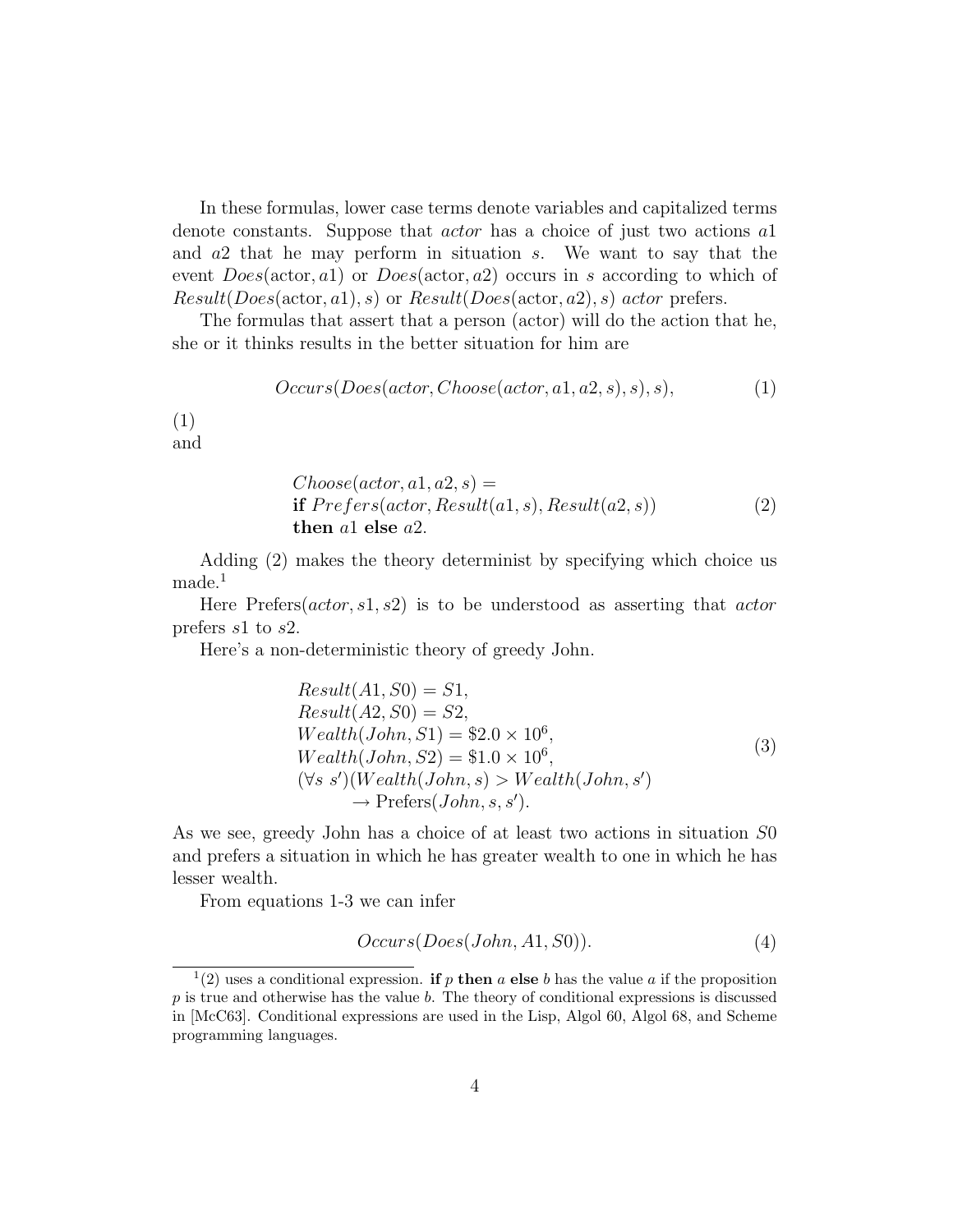In these formulas, lower case terms denote variables and capitalized terms denote constants. Suppose that *actor* has a choice of just two actions $a1$ and $a2$ that he may perform in situation $s$. We want to say that the event $Does(\text{actor}, a1)$ or $Does(\text{actor}, a2)$ occurs in $s$ according to which of $Result(Does(\text{actor}, a1), s)$ or $Result(Does(\text{actor}, a2), s)$ *actor* prefers.

The formulas that assert that a person (actor) will do the action that he, she or it thinks results in the better situation for him are

$$Occurs(Does(actor, Choose(actor, a1, a2, s), s), s), \tag{1}$$

(1)
and

$$\begin{aligned}
&Choose(actor, a1, a2, s) = \\
&\textbf{if } Prefers(actor, Result(a1, s), Result(a2, s)) \\
&\textbf{then } a1 \textbf{ else } a2.
\end{aligned} \tag{2}$$

Adding (2) makes the theory determinist by specifying which choice us made.[1]

Here $\text{Prefers}(actor, s1, s2)$ is to be understood as asserting that *actor* prefers $s1$ to $s2$.

Here's a non-deterministic theory of greedy John.

$$\begin{aligned}
&Result(A1, S0) = S1, \\
&Result(A2, S0) = S2, \\
&Wealth(John, S1) = \$2.0 \times 10^6, \\
&Wealth(John, S2) = \$1.0 \times 10^6, \\
&(\forall s\ s')(Wealth(John, s) > Wealth(John, s') \\
&\qquad \rightarrow \text{Prefers}(John, s, s').
\end{aligned} \tag{3}$$

As we see, greedy John has a choice of at least two actions in situation $S0$ and prefers a situation in which he has greater wealth to one in which he has lesser wealth.

From equations 1-3 we can infer

$$Occurs(Does(John, A1, S0)). \tag{4}$$

[1](2) uses a conditional expression. **if** $p$ **then** $a$ **else** $b$ has the value $a$ if the proposition $p$ is true and otherwise has the value $b$. The theory of conditional expressions is discussed in [McC63]. Conditional expressions are used in the Lisp, Algol 60, Algol 68, and Scheme programming languages.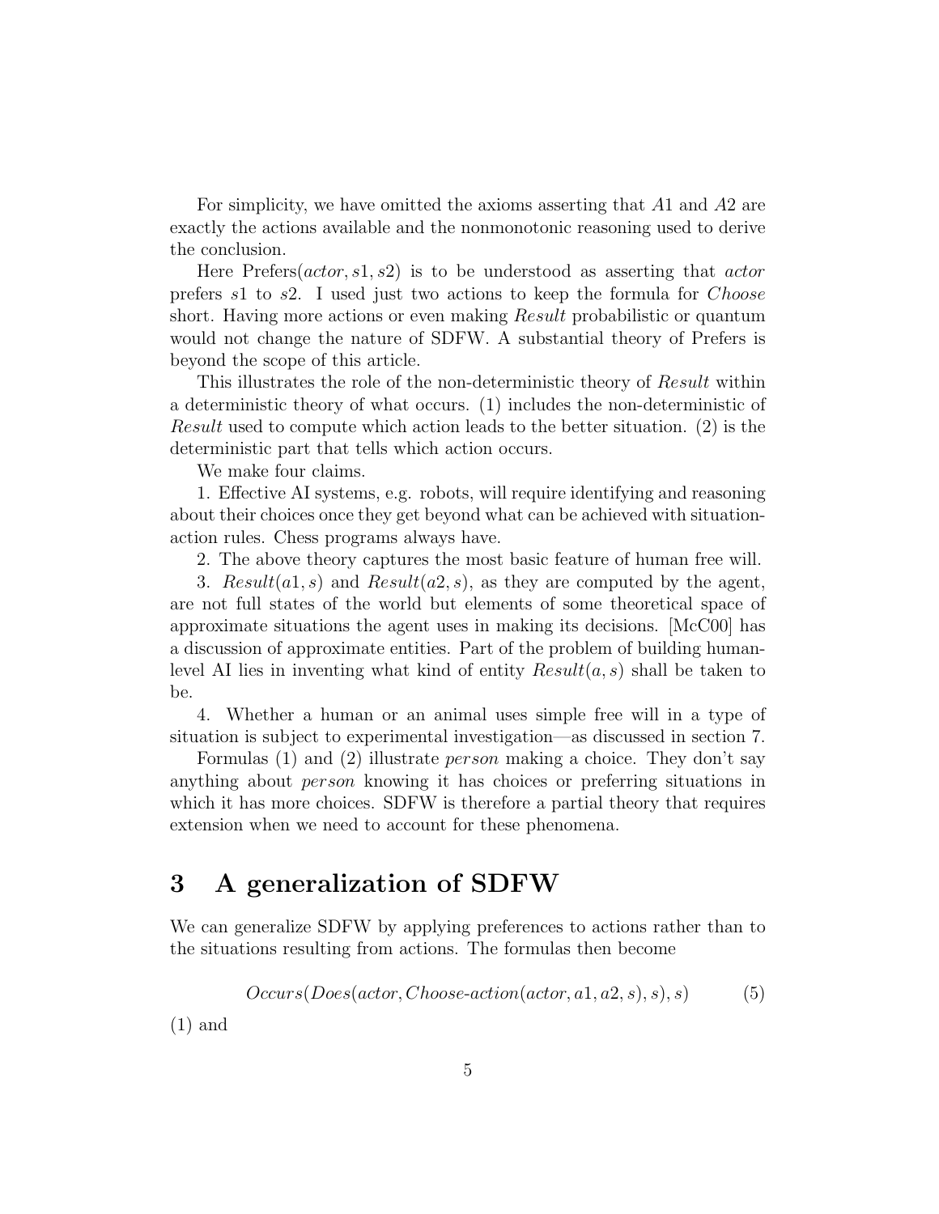For simplicity, we have omitted the axioms asserting that $A1$ and $A2$ are exactly the actions available and the nonmonotonic reasoning used to derive the conclusion.

Here Prefers$(actor, s1, s2)$ is to be understood as asserting that *actor* prefers $s1$ to $s2$. I used just two actions to keep the formula for *Choose* short. Having more actions or even making *Result* probabilistic or quantum would not change the nature of SDFW. A substantial theory of Prefers is beyond the scope of this article.

This illustrates the role of the non-deterministic theory of *Result* within a deterministic theory of what occurs. (1) includes the non-deterministic of *Result* used to compute which action leads to the better situation. (2) is the deterministic part that tells which action occurs.

We make four claims.

1. Effective AI systems, e.g. robots, will require identifying and reasoning about their choices once they get beyond what can be achieved with situation-action rules. Chess programs always have.

2. The above theory captures the most basic feature of human free will.

3. $Result(a1, s)$ and $Result(a2, s)$, as they are computed by the agent, are not full states of the world but elements of some theoretical space of approximate situations the agent uses in making its decisions. [McC00] has a discussion of approximate entities. Part of the problem of building human-level AI lies in inventing what kind of entity $Result(a, s)$ shall be taken to be.

4. Whether a human or an animal uses simple free will in a type of situation is subject to experimental investigation—as discussed in section 7.

Formulas (1) and (2) illustrate *person* making a choice. They don't say anything about *person* knowing it has choices or preferring situations in which it has more choices. SDFW is therefore a partial theory that requires extension when we need to account for these phenomena.

## 3 A generalization of SDFW

We can generalize SDFW by applying preferences to actions rather than to the situations resulting from actions. The formulas then become

$$Occurs(Does(actor, Choose\text{-}action(actor, a1, a2, s), s), s) \tag{5}$$

(1) and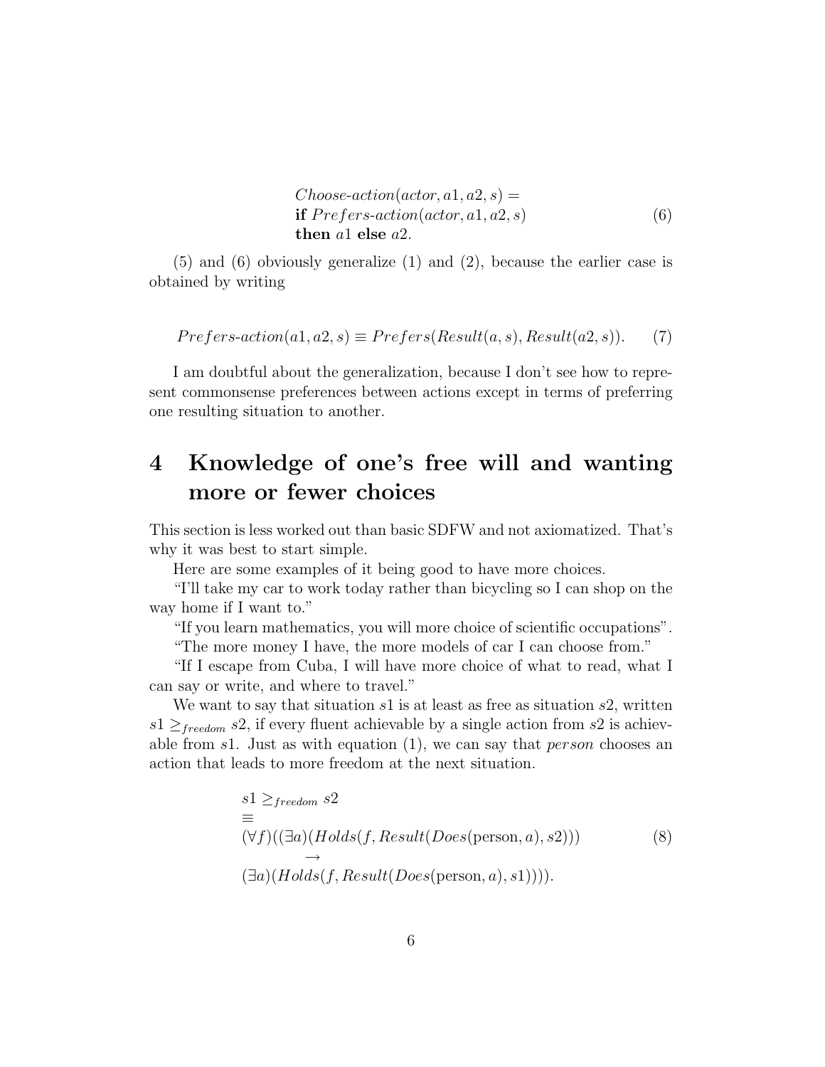$$
\begin{array}{l}
Choose\text{-}action(actor, a1, a2, s) = \\
\textbf{if } Prefers\text{-}action(actor, a1, a2, s) \\
\textbf{then } a1 \textbf{ else } a2.
\end{array} \tag{6}
$$

(5) and (6) obviously generalize (1) and (2), because the earlier case is obtained by writing

$$
Prefers\text{-}action(a1, a2, s) \equiv Prefers(Result(a, s), Result(a2, s)). \tag{7}
$$

I am doubtful about the generalization, because I don't see how to represent commonsense preferences between actions except in terms of preferring one resulting situation to another.

# 4 Knowledge of one's free will and wanting more or fewer choices

This section is less worked out than basic SDFW and not axiomatized. That's why it was best to start simple.

Here are some examples of it being good to have more choices.

"I'll take my car to work today rather than bicycling so I can shop on the way home if I want to."

"If you learn mathematics, you will more choice of scientific occupations".

"The more money I have, the more models of car I can choose from."

"If I escape from Cuba, I will have more choice of what to read, what I can say or write, and where to travel."

We want to say that situation $s1$ is at least as free as situation $s2$, written $s1 \geq_{freedom} s2$, if every fluent achievable by a single action from $s2$ is achievable from $s1$. Just as with equation (1), we can say that *person* chooses an action that leads to more freedom at the next situation.

$$
\begin{array}{l}
s1 \geq_{freedom} s2 \\
\equiv \\
(\forall f)((\exists a)(Holds(f, Result(Does(\text{person}, a), s2))) \\
\qquad \rightarrow \\
(\exists a)(Holds(f, Result(Does(\text{person}, a), s1)))).
\end{array} \tag{8}
$$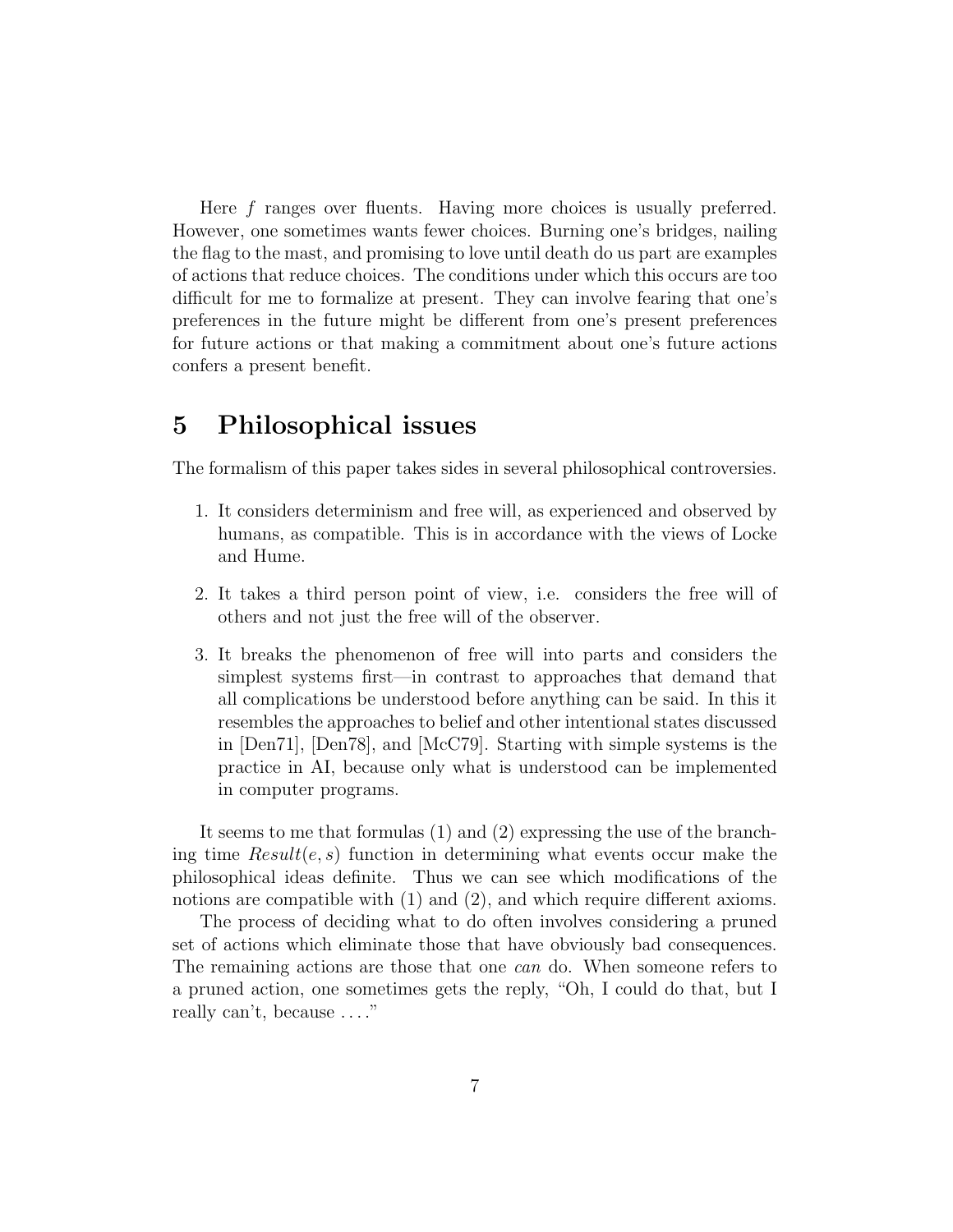Here $f$ ranges over fluents. Having more choices is usually preferred. However, one sometimes wants fewer choices. Burning one's bridges, nailing the flag to the mast, and promising to love until death do us part are examples of actions that reduce choices. The conditions under which this occurs are too difficult for me to formalize at present. They can involve fearing that one's preferences in the future might be different from one's present preferences for future actions or that making a commitment about one's future actions confers a present benefit.

## 5 Philosophical issues

The formalism of this paper takes sides in several philosophical controversies.

1. It considers determinism and free will, as experienced and observed by humans, as compatible. This is in accordance with the views of Locke and Hume.
2. It takes a third person point of view, i.e. considers the free will of others and not just the free will of the observer.
3. It breaks the phenomenon of free will into parts and considers the simplest systems first—in contrast to approaches that demand that all complications be understood before anything can be said. In this it resembles the approaches to belief and other intentional states discussed in [Den71], [Den78], and [McC79]. Starting with simple systems is the practice in AI, because only what is understood can be implemented in computer programs.

It seems to me that formulas (1) and (2) expressing the use of the branching time $Result(e, s)$ function in determining what events occur make the philosophical ideas definite. Thus we can see which modifications of the notions are compatible with (1) and (2), and which require different axioms.

The process of deciding what to do often involves considering a pruned set of actions which eliminate those that have obviously bad consequences. The remaining actions are those that one *can* do. When someone refers to a pruned action, one sometimes gets the reply, "Oh, I could do that, but I really can't, because ...."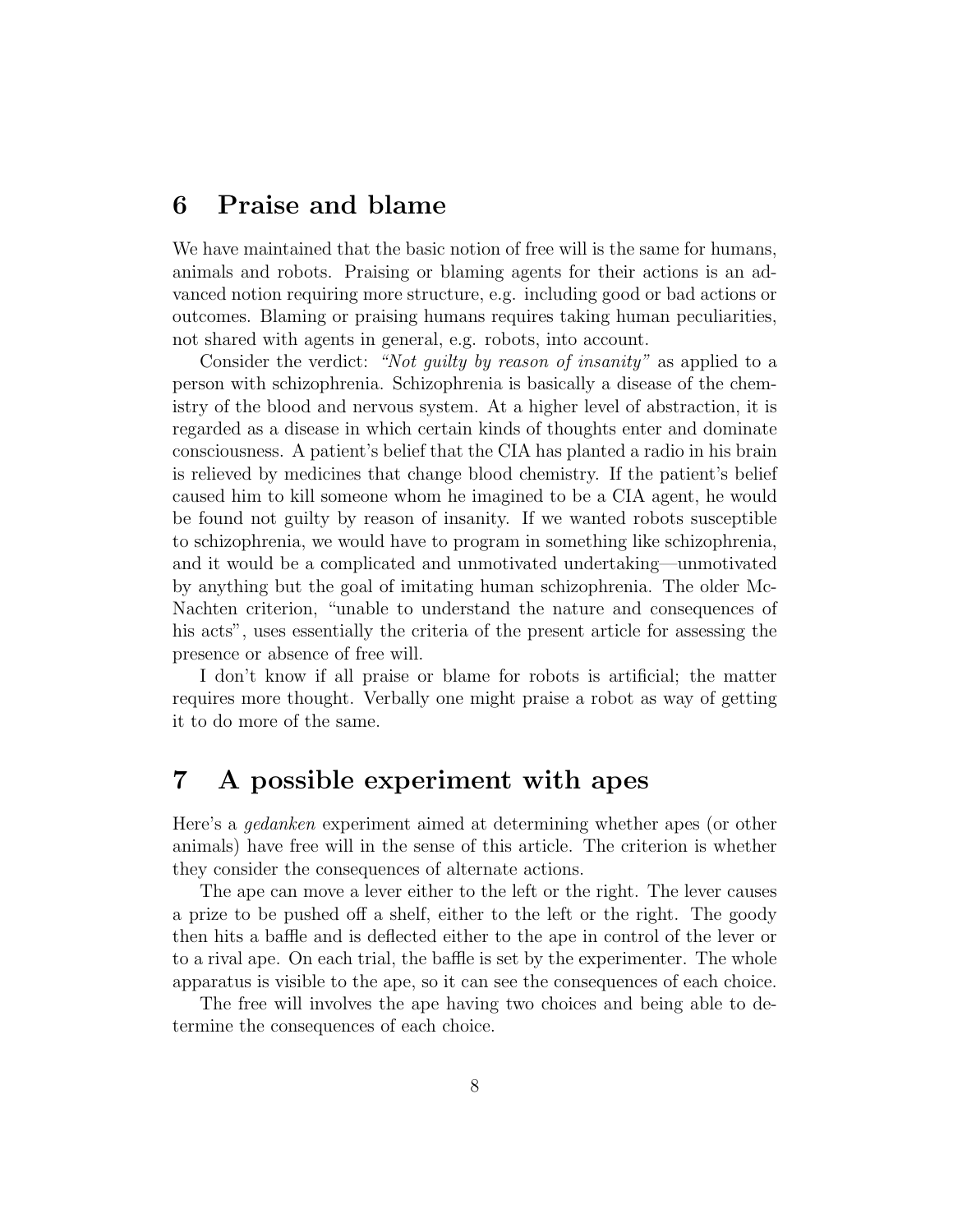## 6 Praise and blame

We have maintained that the basic notion of free will is the same for humans, animals and robots. Praising or blaming agents for their actions is an advanced notion requiring more structure, e.g. including good or bad actions or outcomes. Blaming or praising humans requires taking human peculiarities, not shared with agents in general, e.g. robots, into account.

Consider the verdict: *"Not guilty by reason of insanity"* as applied to a person with schizophrenia. Schizophrenia is basically a disease of the chemistry of the blood and nervous system. At a higher level of abstraction, it is regarded as a disease in which certain kinds of thoughts enter and dominate consciousness. A patient's belief that the CIA has planted a radio in his brain is relieved by medicines that change blood chemistry. If the patient's belief caused him to kill someone whom he imagined to be a CIA agent, he would be found not guilty by reason of insanity. If we wanted robots susceptible to schizophrenia, we would have to program in something like schizophrenia, and it would be a complicated and unmotivated undertaking—unmotivated by anything but the goal of imitating human schizophrenia. The older McNachten criterion, "unable to understand the nature and consequences of his acts", uses essentially the criteria of the present article for assessing the presence or absence of free will.

I don't know if all praise or blame for robots is artificial; the matter requires more thought. Verbally one might praise a robot as way of getting it to do more of the same.

## 7 A possible experiment with apes

Here's a *gedanken* experiment aimed at determining whether apes (or other animals) have free will in the sense of this article. The criterion is whether they consider the consequences of alternate actions.

The ape can move a lever either to the left or the right. The lever causes a prize to be pushed off a shelf, either to the left or the right. The goody then hits a baffle and is deflected either to the ape in control of the lever or to a rival ape. On each trial, the baffle is set by the experimenter. The whole apparatus is visible to the ape, so it can see the consequences of each choice.

The free will involves the ape having two choices and being able to determine the consequences of each choice.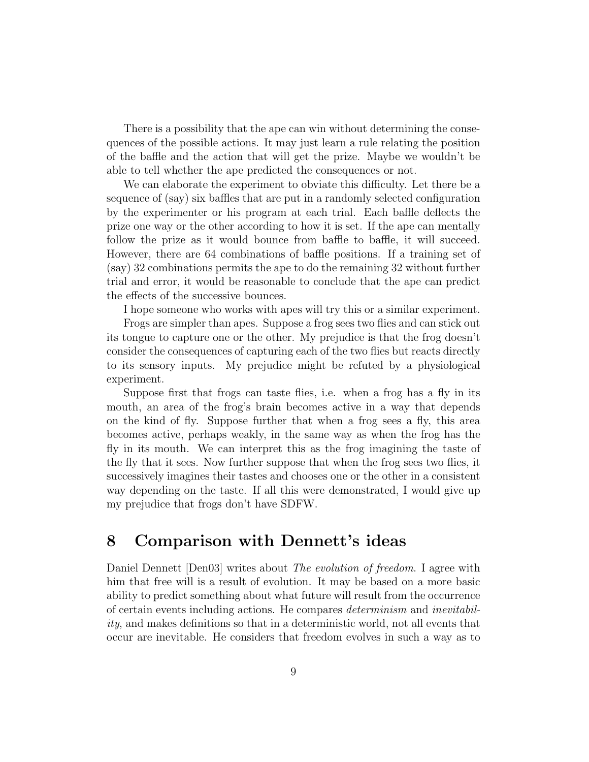There is a possibility that the ape can win without determining the consequences of the possible actions. It may just learn a rule relating the position of the baffle and the action that will get the prize. Maybe we wouldn't be able to tell whether the ape predicted the consequences or not.

We can elaborate the experiment to obviate this difficulty. Let there be a sequence of (say) six baffles that are put in a randomly selected configuration by the experimenter or his program at each trial. Each baffle deflects the prize one way or the other according to how it is set. If the ape can mentally follow the prize as it would bounce from baffle to baffle, it will succeed. However, there are 64 combinations of baffle positions. If a training set of (say) 32 combinations permits the ape to do the remaining 32 without further trial and error, it would be reasonable to conclude that the ape can predict the effects of the successive bounces.

I hope someone who works with apes will try this or a similar experiment.

Frogs are simpler than apes. Suppose a frog sees two flies and can stick out its tongue to capture one or the other. My prejudice is that the frog doesn't consider the consequences of capturing each of the two flies but reacts directly to its sensory inputs. My prejudice might be refuted by a physiological experiment.

Suppose first that frogs can taste flies, i.e. when a frog has a fly in its mouth, an area of the frog's brain becomes active in a way that depends on the kind of fly. Suppose further that when a frog sees a fly, this area becomes active, perhaps weakly, in the same way as when the frog has the fly in its mouth. We can interpret this as the frog imagining the taste of the fly that it sees. Now further suppose that when the frog sees two flies, it successively imagines their tastes and chooses one or the other in a consistent way depending on the taste. If all this were demonstrated, I would give up my prejudice that frogs don't have SDFW.

## 8 Comparison with Dennett's ideas

Daniel Dennett [Den03] writes about *The evolution of freedom*. I agree with him that free will is a result of evolution. It may be based on a more basic ability to predict something about what future will result from the occurrence of certain events including actions. He compares *determinism* and *inevitability*, and makes definitions so that in a deterministic world, not all events that occur are inevitable. He considers that freedom evolves in such a way as to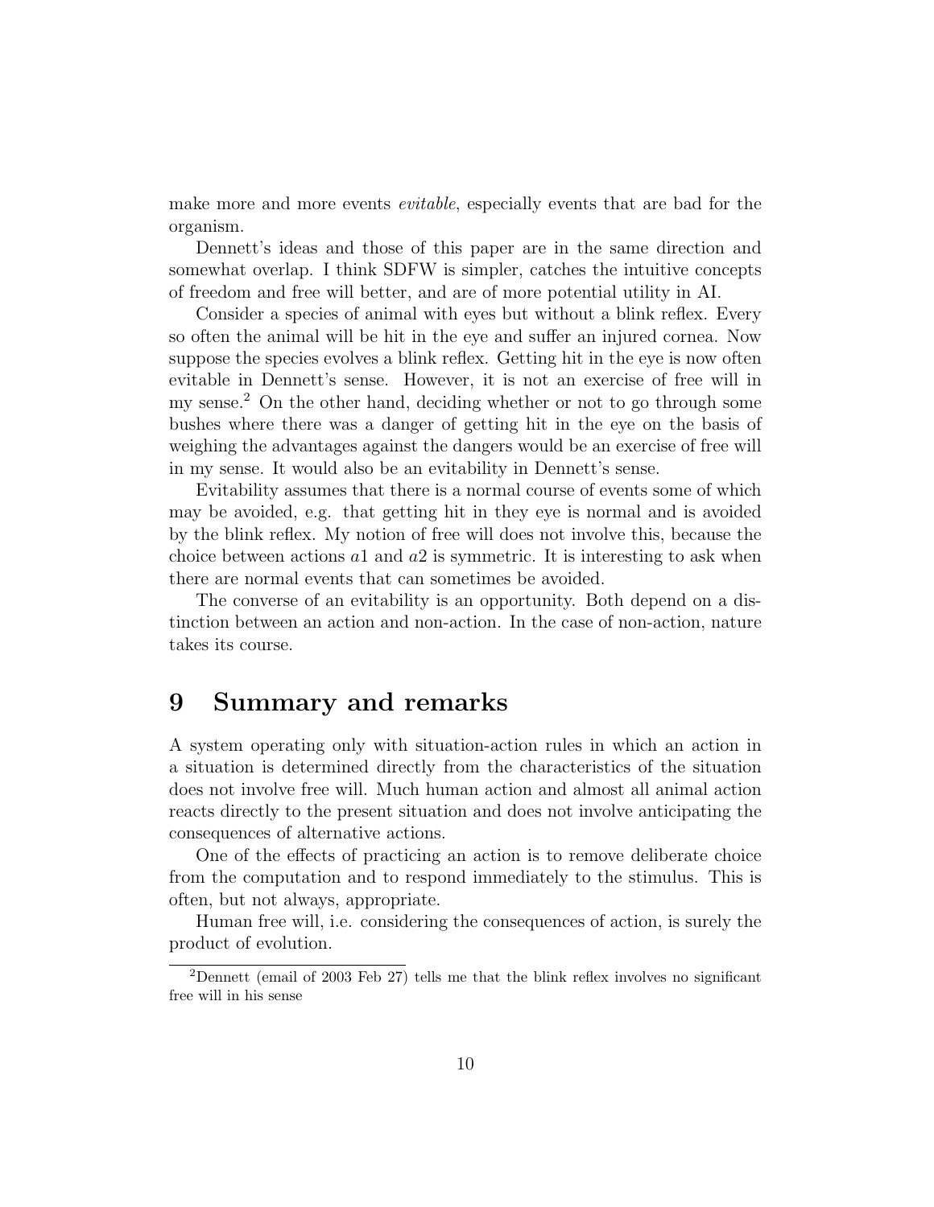make more and more events *evitable*, especially events that are bad for the organism.

Dennett's ideas and those of this paper are in the same direction and somewhat overlap. I think SDFW is simpler, catches the intuitive concepts of freedom and free will better, and are of more potential utility in AI.

Consider a species of animal with eyes but without a blink reflex. Every so often the animal will be hit in the eye and suffer an injured cornea. Now suppose the species evolves a blink reflex. Getting hit in the eye is now often evitable in Dennett's sense. However, it is not an exercise of free will in my sense.[2] On the other hand, deciding whether or not to go through some bushes where there was a danger of getting hit in the eye on the basis of weighing the advantages against the dangers would be an exercise of free will in my sense. It would also be an evitability in Dennett's sense.

Evitability assumes that there is a normal course of events some of which may be avoided, e.g. that getting hit in they eye is normal and is avoided by the blink reflex. My notion of free will does not involve this, because the choice between actions $a1$ and $a2$ is symmetric. It is interesting to ask when there are normal events that can sometimes be avoided.

The converse of an evitability is an opportunity. Both depend on a distinction between an action and non-action. In the case of non-action, nature takes its course.

# 9 Summary and remarks

A system operating only with situation-action rules in which an action in a situation is determined directly from the characteristics of the situation does not involve free will. Much human action and almost all animal action reacts directly to the present situation and does not involve anticipating the consequences of alternative actions.

One of the effects of practicing an action is to remove deliberate choice from the computation and to respond immediately to the stimulus. This is often, but not always, appropriate.

Human free will, i.e. considering the consequences of action, is surely the product of evolution.

[2] Dennett (email of 2003 Feb 27) tells me that the blink reflex involves no significant free will in his sense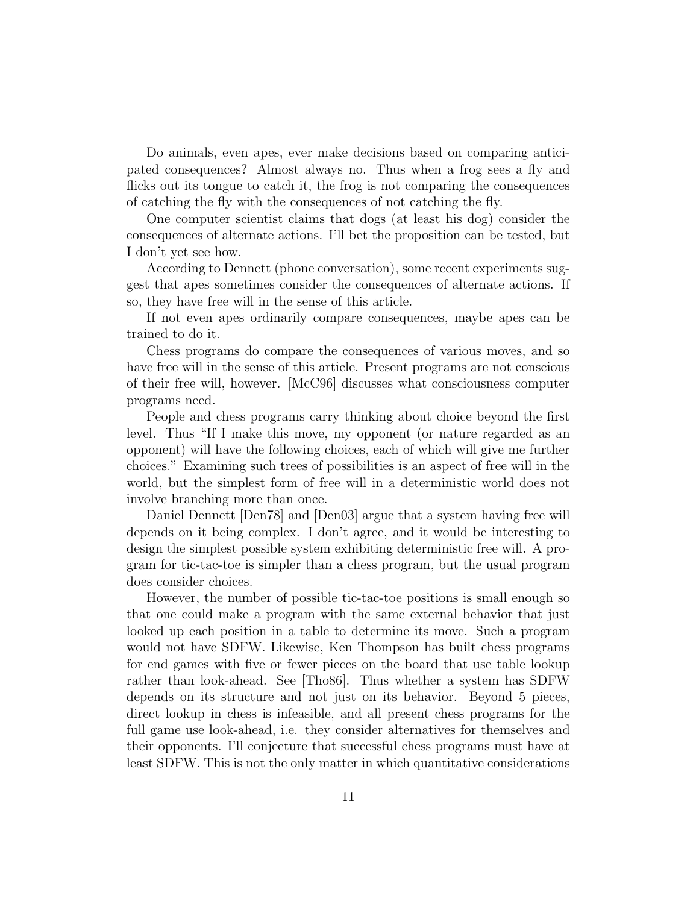Do animals, even apes, ever make decisions based on comparing anticipated consequences? Almost always no. Thus when a frog sees a fly and flicks out its tongue to catch it, the frog is not comparing the consequences of catching the fly with the consequences of not catching the fly.

One computer scientist claims that dogs (at least his dog) consider the consequences of alternate actions. I'll bet the proposition can be tested, but I don't yet see how.

According to Dennett (phone conversation), some recent experiments suggest that apes sometimes consider the consequences of alternate actions. If so, they have free will in the sense of this article.

If not even apes ordinarily compare consequences, maybe apes can be trained to do it.

Chess programs do compare the consequences of various moves, and so have free will in the sense of this article. Present programs are not conscious of their free will, however. [McC96] discusses what consciousness computer programs need.

People and chess programs carry thinking about choice beyond the first level. Thus "If I make this move, my opponent (or nature regarded as an opponent) will have the following choices, each of which will give me further choices." Examining such trees of possibilities is an aspect of free will in the world, but the simplest form of free will in a deterministic world does not involve branching more than once.

Daniel Dennett [Den78] and [Den03] argue that a system having free will depends on it being complex. I don't agree, and it would be interesting to design the simplest possible system exhibiting deterministic free will. A program for tic-tac-toe is simpler than a chess program, but the usual program does consider choices.

However, the number of possible tic-tac-toe positions is small enough so that one could make a program with the same external behavior that just looked up each position in a table to determine its move. Such a program would not have SDFW. Likewise, Ken Thompson has built chess programs for end games with five or fewer pieces on the board that use table lookup rather than look-ahead. See [Tho86]. Thus whether a system has SDFW depends on its structure and not just on its behavior. Beyond 5 pieces, direct lookup in chess is infeasible, and all present chess programs for the full game use look-ahead, i.e. they consider alternatives for themselves and their opponents. I'll conjecture that successful chess programs must have at least SDFW. This is not the only matter in which quantitative considerations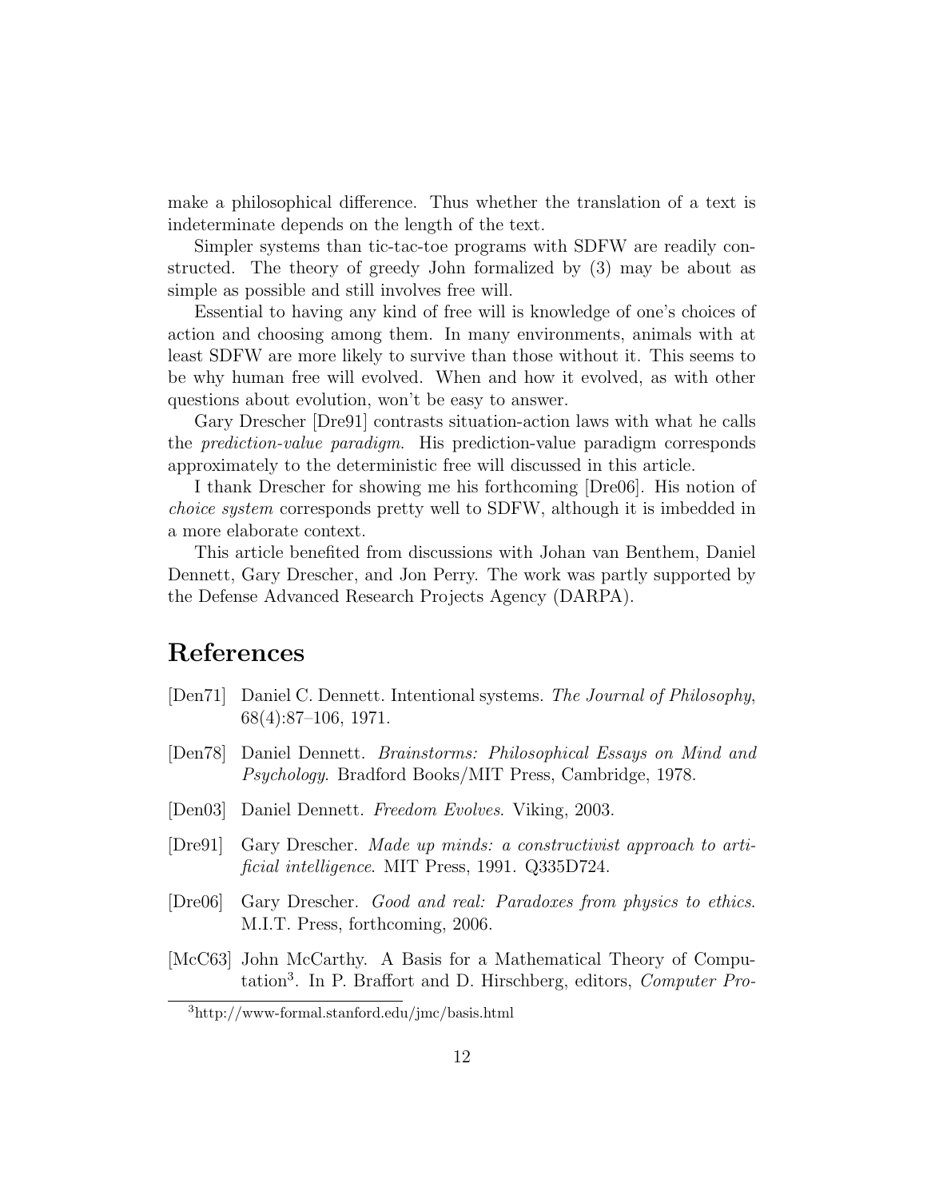make a philosophical difference. Thus whether the translation of a text is indeterminate depends on the length of the text.

Simpler systems than tic-tac-toe programs with SDFW are readily constructed. The theory of greedy John formalized by (3) may be about as simple as possible and still involves free will.

Essential to having any kind of free will is knowledge of one's choices of action and choosing among them. In many environments, animals with at least SDFW are more likely to survive than those without it. This seems to be why human free will evolved. When and how it evolved, as with other questions about evolution, won't be easy to answer.

Gary Drescher [Dre91] contrasts situation-action laws with what he calls the *prediction-value paradigm*. His prediction-value paradigm corresponds approximately to the deterministic free will discussed in this article.

I thank Drescher for showing me his forthcoming [Dre06]. His notion of *choice system* corresponds pretty well to SDFW, although it is imbedded in a more elaborate context.

This article benefited from discussions with Johan van Benthem, Daniel Dennett, Gary Drescher, and Jon Perry. The work was partly supported by the Defense Advanced Research Projects Agency (DARPA).

# References

[Den71] Daniel C. Dennett. Intentional systems. *The Journal of Philosophy*, 68(4):87–106, 1971.

[Den78] Daniel Dennett. *Brainstorms: Philosophical Essays on Mind and Psychology*. Bradford Books/MIT Press, Cambridge, 1978.

[Den03] Daniel Dennett. *Freedom Evolves*. Viking, 2003.

[Dre91] Gary Drescher. *Made up minds: a constructivist approach to artificial intelligence*. MIT Press, 1991. Q335D724.

[Dre06] Gary Drescher. *Good and real: Paradoxes from physics to ethics*. M.I.T. Press, forthcoming, 2006.

[McC63] John McCarthy. A Basis for a Mathematical Theory of Computation[3]. In P. Braffort and D. Hirschberg, editors, *Computer Pro-*

[3] http://www-formal.stanford.edu/jmc/basis.html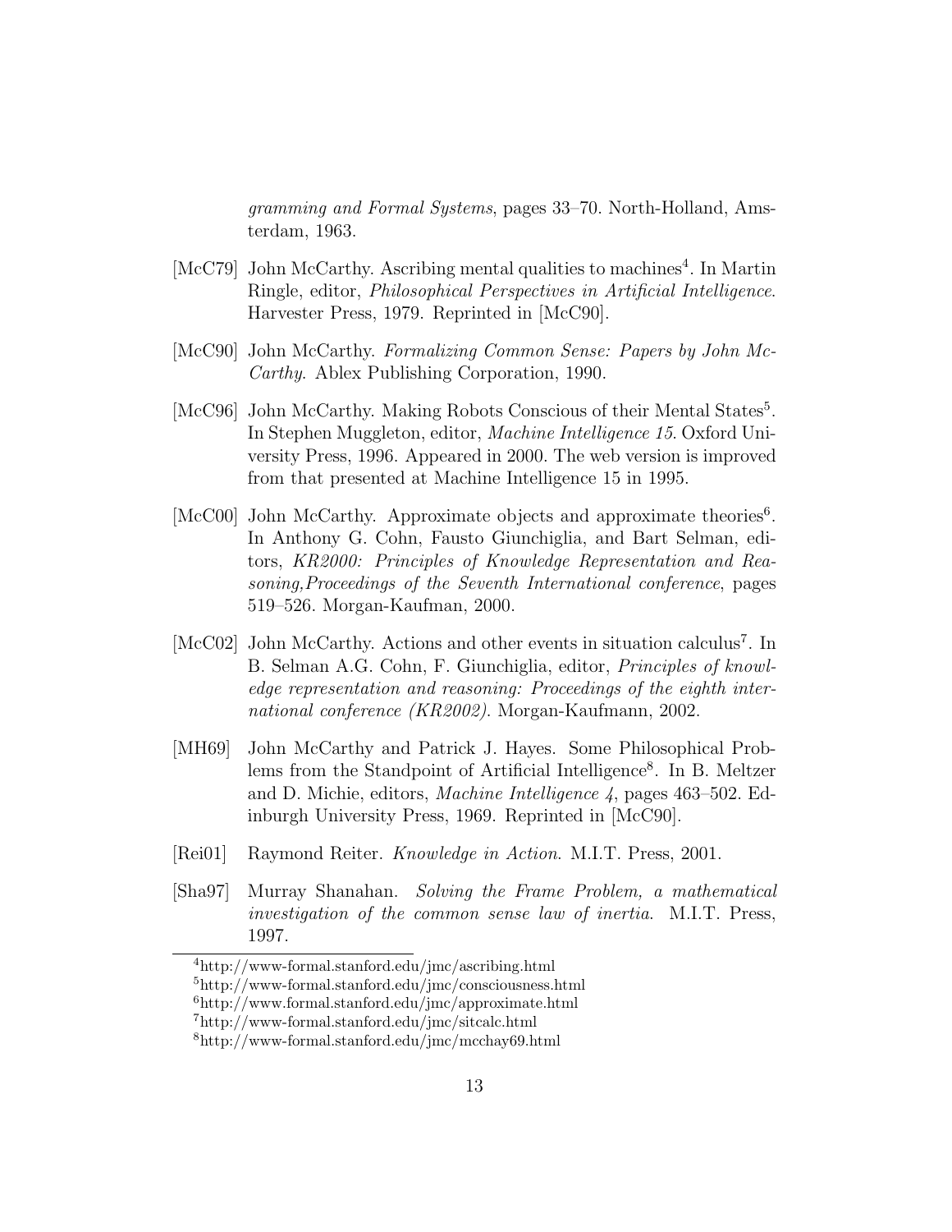*gramming and Formal Systems*, pages 33–70. North-Holland, Amsterdam, 1963.

[McC79] John McCarthy. Ascribing mental qualities to machines[4]. In Martin Ringle, editor, *Philosophical Perspectives in Artificial Intelligence*. Harvester Press, 1979. Reprinted in [McC90].

[McC90] John McCarthy. *Formalizing Common Sense: Papers by John McCarthy*. Ablex Publishing Corporation, 1990.

[McC96] John McCarthy. Making Robots Conscious of their Mental States[5]. In Stephen Muggleton, editor, *Machine Intelligence 15*. Oxford University Press, 1996. Appeared in 2000. The web version is improved from that presented at Machine Intelligence 15 in 1995.

[McC00] John McCarthy. Approximate objects and approximate theories[6]. In Anthony G. Cohn, Fausto Giunchiglia, and Bart Selman, editors, *KR2000: Principles of Knowledge Representation and Reasoning,Proceedings of the Seventh International conference*, pages 519–526. Morgan-Kaufman, 2000.

[McC02] John McCarthy. Actions and other events in situation calculus[7]. In B. Selman A.G. Cohn, F. Giunchiglia, editor, *Principles of knowledge representation and reasoning: Proceedings of the eighth international conference (KR2002)*. Morgan-Kaufmann, 2002.

[MH69] John McCarthy and Patrick J. Hayes. Some Philosophical Problems from the Standpoint of Artificial Intelligence[8]. In B. Meltzer and D. Michie, editors, *Machine Intelligence 4*, pages 463–502. Edinburgh University Press, 1969. Reprinted in [McC90].

[Rei01] Raymond Reiter. *Knowledge in Action*. M.I.T. Press, 2001.

[Sha97] Murray Shanahan. *Solving the Frame Problem, a mathematical investigation of the common sense law of inertia*. M.I.T. Press, 1997.

---

[4] http://www-formal.stanford.edu/jmc/ascribing.html

[5] http://www-formal.stanford.edu/jmc/consciousness.html

[6] http://www.formal.stanford.edu/jmc/approximate.html

[7] http://www-formal.stanford.edu/jmc/sitcalc.html

[8] http://www-formal.stanford.edu/jmc/mcchay69.html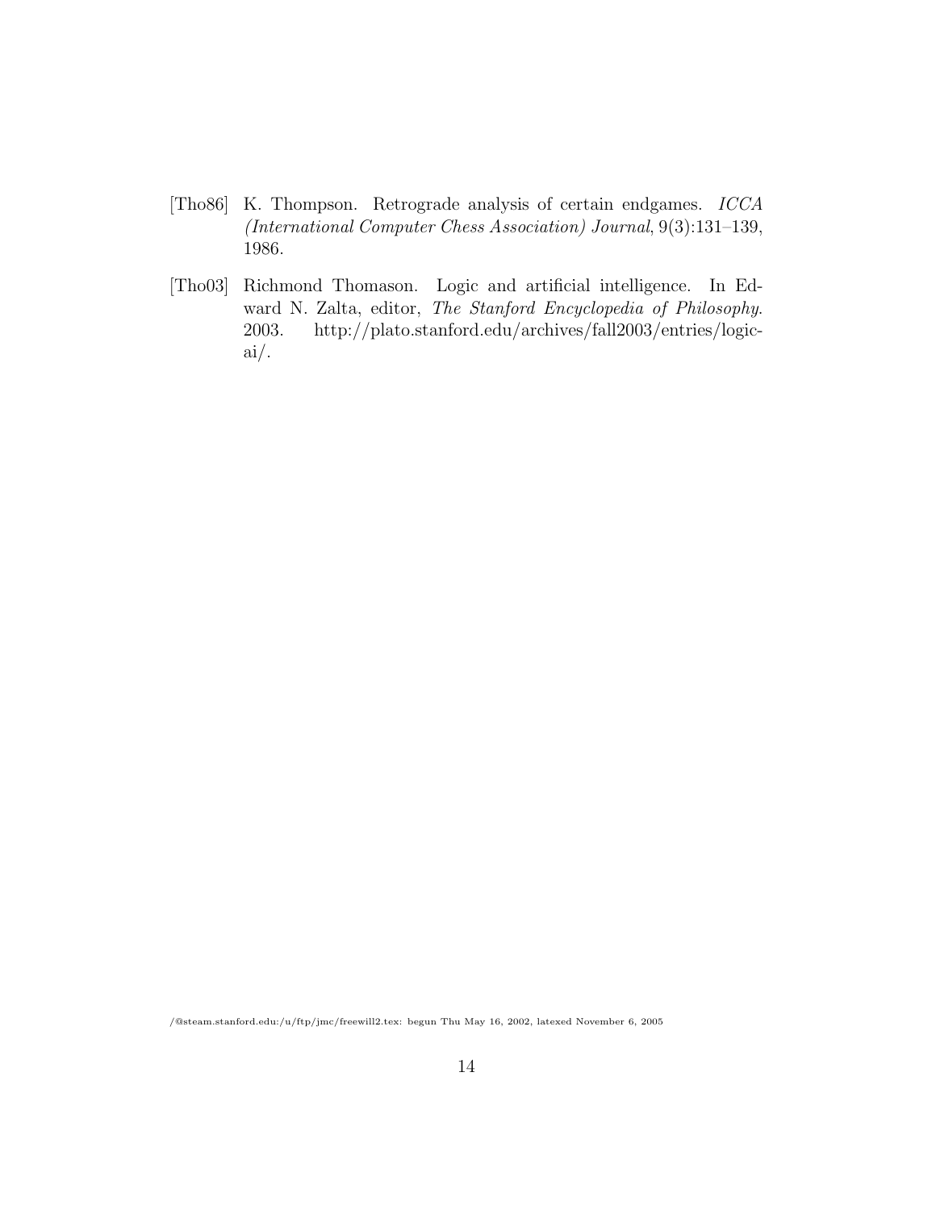[Tho86] K. Thompson. Retrograde analysis of certain endgames. *ICCA (International Computer Chess Association) Journal*, 9(3):131–139, 1986.

[Tho03] Richmond Thomason. Logic and artificial intelligence. In Edward N. Zalta, editor, *The Stanford Encyclopedia of Philosophy*. 2003. http://plato.stanford.edu/archives/fall2003/entries/logic-ai/.

/@steam.stanford.edu:/u/ftp/jmc/freewill2.tex: begun Thu May 16, 2002, latexed November 6, 2005